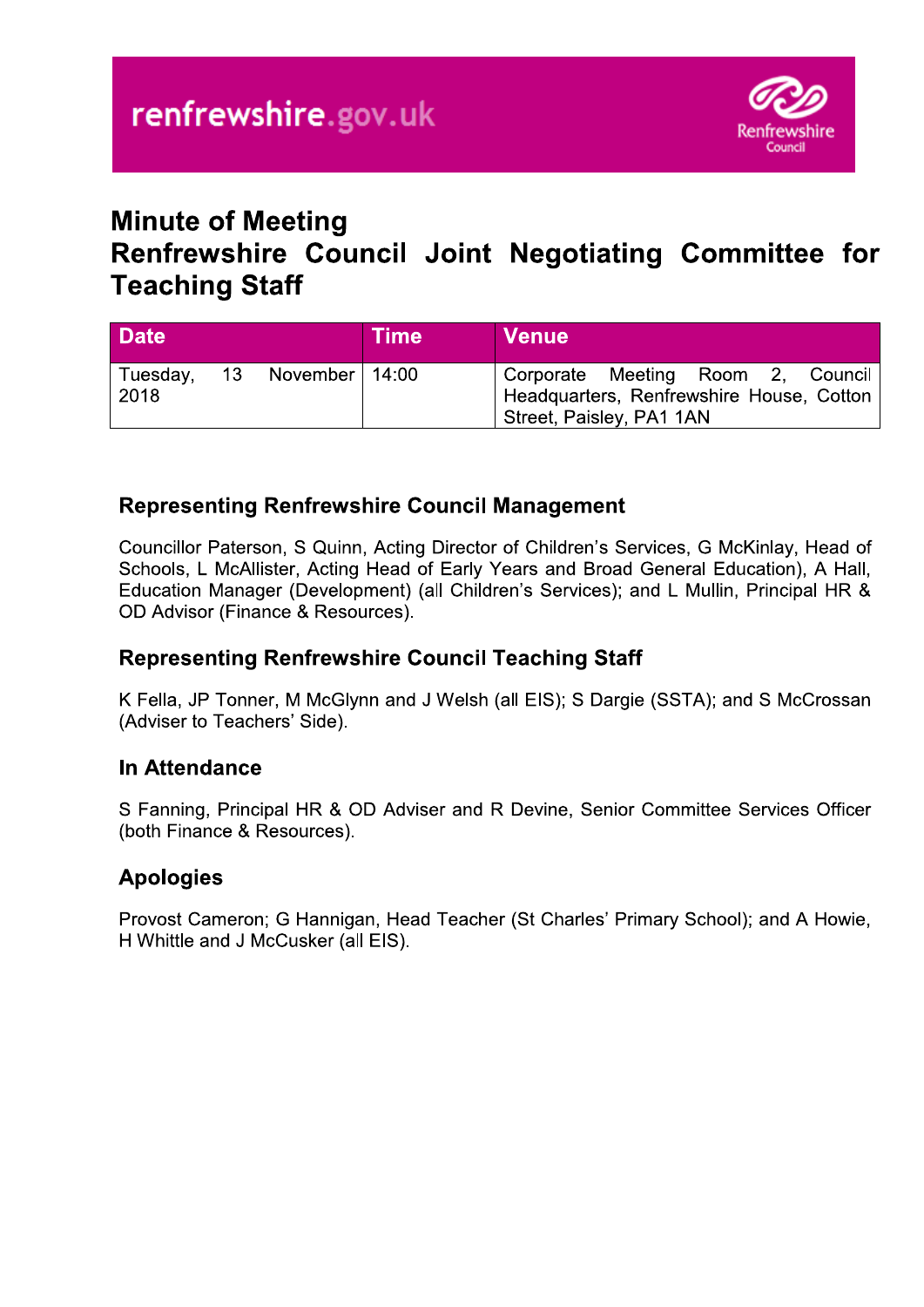renfrewshire.gov.uk

Renfrewshire Council

# Minute of Meeting
# Renfrewshire Council Joint Negotiating Committee for Teaching Staff

| Date | Time | Venue |
|---|---|---|
| Tuesday, 13 November 2018 | 14:00 | Corporate Meeting Room 2, Council Headquarters, Renfrewshire House, Cotton Street, Paisley, PA1 1AN |

## Representing Renfrewshire Council Management

Councillor Paterson, S Quinn, Acting Director of Children's Services, G McKinlay, Head of Schools, L McAllister, Acting Head of Early Years and Broad General Education), A Hall, Education Manager (Development) (all Children's Services); and L Mullin, Principal HR & OD Advisor (Finance & Resources).

## Representing Renfrewshire Council Teaching Staff

K Fella, JP Tonner, M McGlynn and J Welsh (all EIS); S Dargie (SSTA); and S McCrossan (Adviser to Teachers' Side).

## In Attendance

S Fanning, Principal HR & OD Adviser and R Devine, Senior Committee Services Officer (both Finance & Resources).

## Apologies

Provost Cameron; G Hannigan, Head Teacher (St Charles' Primary School); and A Howie, H Whittle and J McCusker (all EIS).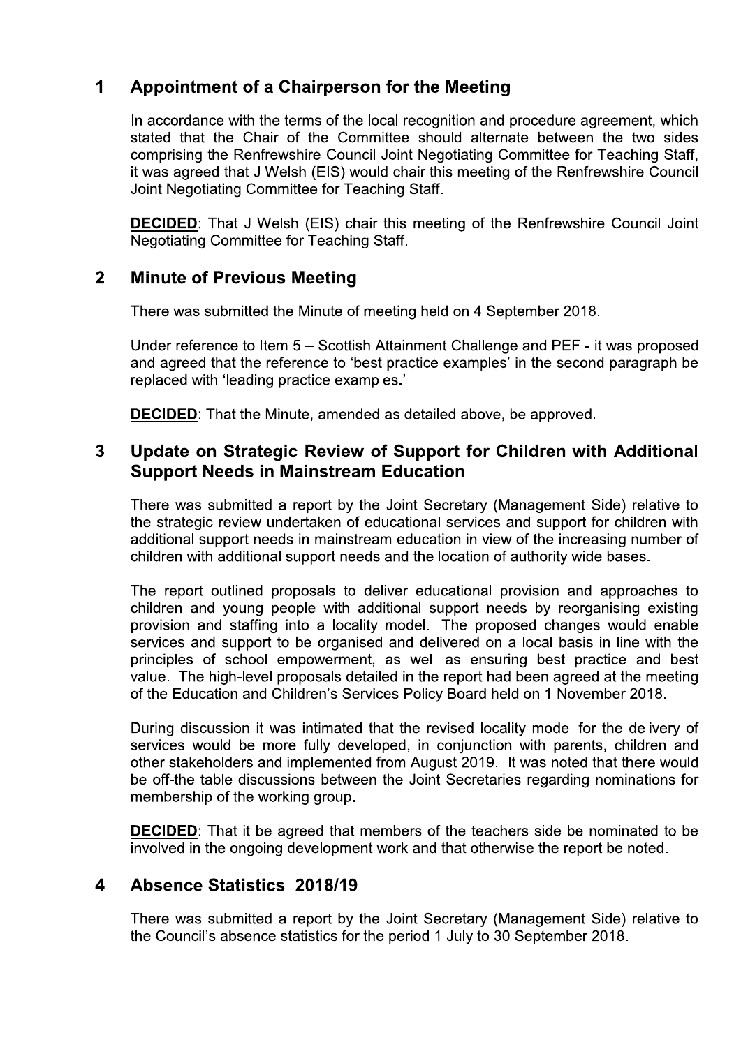## 1 Appointment of a Chairperson for the Meeting

In accordance with the terms of the local recognition and procedure agreement, which stated that the Chair of the Committee should alternate between the two sides comprising the Renfrewshire Council Joint Negotiating Committee for Teaching Staff, it was agreed that J Welsh (EIS) would chair this meeting of the Renfrewshire Council Joint Negotiating Committee for Teaching Staff.

**DECIDED**: That J Welsh (EIS) chair this meeting of the Renfrewshire Council Joint Negotiating Committee for Teaching Staff.

## 2 Minute of Previous Meeting

There was submitted the Minute of meeting held on 4 September 2018.

Under reference to Item 5 – Scottish Attainment Challenge and PEF - it was proposed and agreed that the reference to 'best practice examples' in the second paragraph be replaced with 'leading practice examples.'

**DECIDED**: That the Minute, amended as detailed above, be approved.

## 3 Update on Strategic Review of Support for Children with Additional Support Needs in Mainstream Education

There was submitted a report by the Joint Secretary (Management Side) relative to the strategic review undertaken of educational services and support for children with additional support needs in mainstream education in view of the increasing number of children with additional support needs and the location of authority wide bases.

The report outlined proposals to deliver educational provision and approaches to children and young people with additional support needs by reorganising existing provision and staffing into a locality model. The proposed changes would enable services and support to be organised and delivered on a local basis in line with the principles of school empowerment, as well as ensuring best practice and best value. The high-level proposals detailed in the report had been agreed at the meeting of the Education and Children's Services Policy Board held on 1 November 2018.

During discussion it was intimated that the revised locality model for the delivery of services would be more fully developed, in conjunction with parents, children and other stakeholders and implemented from August 2019. It was noted that there would be off-the table discussions between the Joint Secretaries regarding nominations for membership of the working group.

**DECIDED**: That it be agreed that members of the teachers side be nominated to be involved in the ongoing development work and that otherwise the report be noted.

## 4 Absence Statistics 2018/19

There was submitted a report by the Joint Secretary (Management Side) relative to the Council's absence statistics for the period 1 July to 30 September 2018.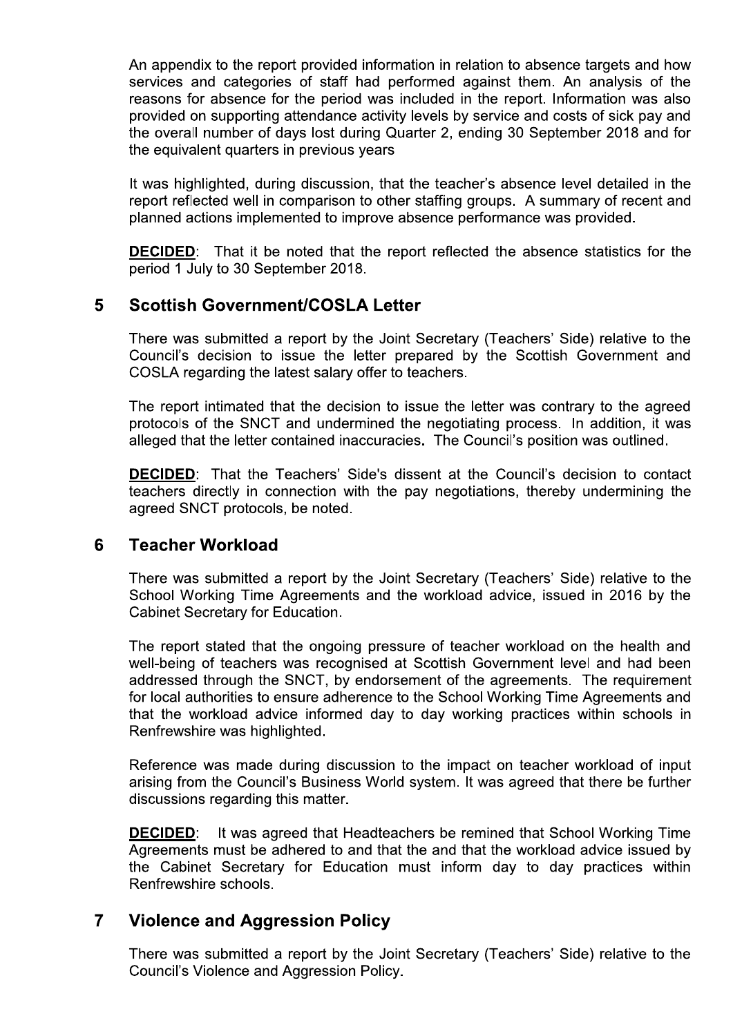An appendix to the report provided information in relation to absence targets and how services and categories of staff had performed against them. An analysis of the reasons for absence for the period was included in the report. Information was also provided on supporting attendance activity levels by service and costs of sick pay and the overall number of days lost during Quarter 2, ending 30 September 2018 and for the equivalent quarters in previous years

It was highlighted, during discussion, that the teacher's absence level detailed in the report reflected well in comparison to other staffing groups. A summary of recent and planned actions implemented to improve absence performance was provided.

**DECIDED**: That it be noted that the report reflected the absence statistics for the period 1 July to 30 September 2018.

## 5 Scottish Government/COSLA Letter

There was submitted a report by the Joint Secretary (Teachers' Side) relative to the Council's decision to issue the letter prepared by the Scottish Government and COSLA regarding the latest salary offer to teachers.

The report intimated that the decision to issue the letter was contrary to the agreed protocols of the SNCT and undermined the negotiating process. In addition, it was alleged that the letter contained inaccuracies. The Council's position was outlined.

**DECIDED**: That the Teachers' Side's dissent at the Council's decision to contact teachers directly in connection with the pay negotiations, thereby undermining the agreed SNCT protocols, be noted.

## 6 Teacher Workload

There was submitted a report by the Joint Secretary (Teachers' Side) relative to the School Working Time Agreements and the workload advice, issued in 2016 by the Cabinet Secretary for Education.

The report stated that the ongoing pressure of teacher workload on the health and well-being of teachers was recognised at Scottish Government level and had been addressed through the SNCT, by endorsement of the agreements. The requirement for local authorities to ensure adherence to the School Working Time Agreements and that the workload advice informed day to day working practices within schools in Renfrewshire was highlighted.

Reference was made during discussion to the impact on teacher workload of input arising from the Council's Business World system. It was agreed that there be further discussions regarding this matter.

**DECIDED**: It was agreed that Headteachers be remined that School Working Time Agreements must be adhered to and that the and that the workload advice issued by the Cabinet Secretary for Education must inform day to day practices within Renfrewshire schools.

## 7 Violence and Aggression Policy

There was submitted a report by the Joint Secretary (Teachers' Side) relative to the Council's Violence and Aggression Policy.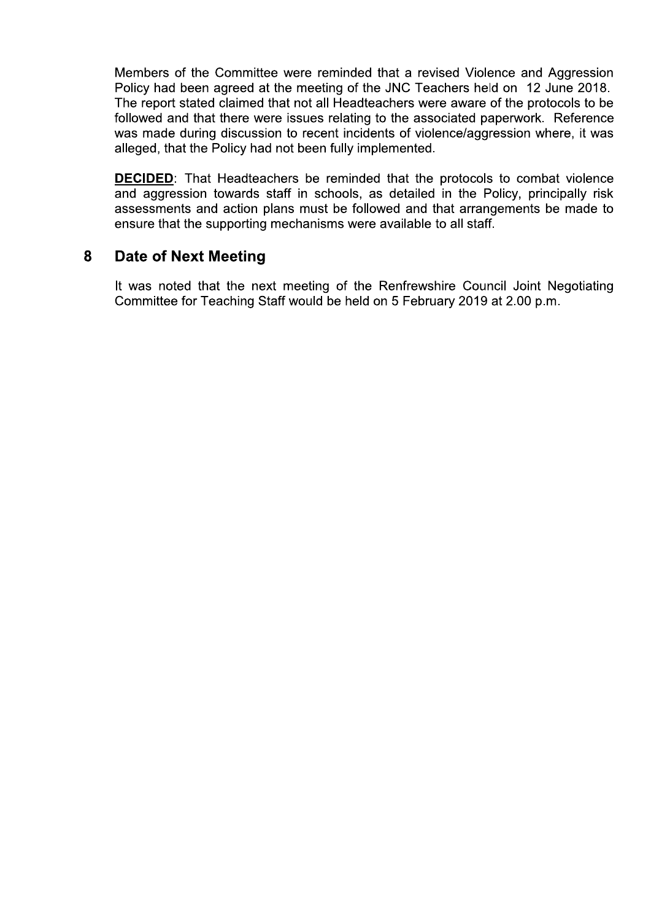Members of the Committee were reminded that a revised Violence and Aggression Policy had been agreed at the meeting of the JNC Teachers held on 12 June 2018. The report stated claimed that not all Headteachers were aware of the protocols to be followed and that there were issues relating to the associated paperwork. Reference was made during discussion to recent incidents of violence/aggression where, it was alleged, that the Policy had not been fully implemented.

**<u>DECIDED</u>**: That Headteachers be reminded that the protocols to combat violence and aggression towards staff in schools, as detailed in the Policy, principally risk assessments and action plans must be followed and that arrangements be made to ensure that the supporting mechanisms were available to all staff.

## 8 Date of Next Meeting

It was noted that the next meeting of the Renfrewshire Council Joint Negotiating Committee for Teaching Staff would be held on 5 February 2019 at 2.00 p.m.